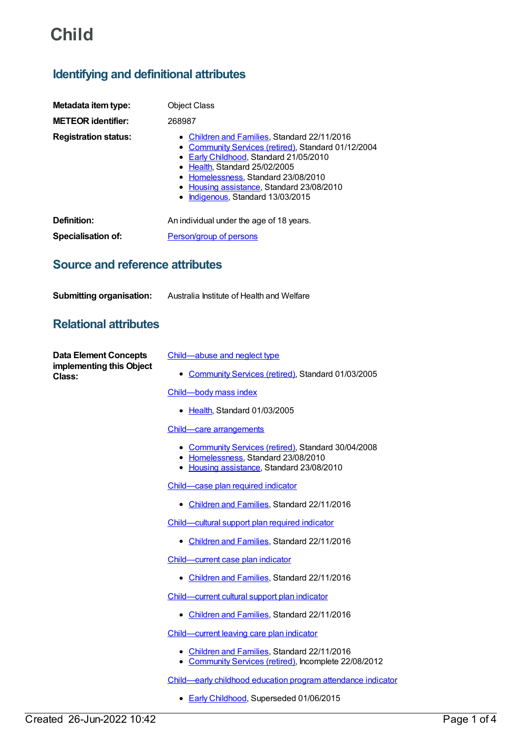# Child

## Identifying and definitional attributes

**Metadata item type:** Object Class

**METEOR identifier:** 268987

**Registration status:**

- Children and Families, Standard 22/11/2016
- Community Services (retired), Standard 01/12/2004
- Early Childhood, Standard 21/05/2010
- Health, Standard 25/02/2005
- Homelessness, Standard 23/08/2010
- Housing assistance, Standard 23/08/2010
- Indigenous, Standard 13/03/2015

**Definition:** An individual under the age of 18 years.

**Specialisation of:** Person/group of persons

## Source and reference attributes

**Submitting organisation:** Australia Institute of Health and Welfare

## Relational attributes

**Data Element Concepts implementing this Object Class:**

Child—abuse and neglect type

- Community Services (retired), Standard 01/03/2005

Child—body mass index

- Health, Standard 01/03/2005

Child—care arrangements

- Community Services (retired), Standard 30/04/2008
- Homelessness, Standard 23/08/2010
- Housing assistance, Standard 23/08/2010

Child—case plan required indicator

- Children and Families, Standard 22/11/2016

Child—cultural support plan required indicator

- Children and Families, Standard 22/11/2016

Child—current case plan indicator

- Children and Families, Standard 22/11/2016

Child—current cultural support plan indicator

- Children and Families, Standard 22/11/2016

Child—current leaving care plan indicator

- Children and Families, Standard 22/11/2016
- Community Services (retired), Incomplete 22/08/2012

Child—early childhood education program attendance indicator

- Early Childhood, Superseded 01/06/2015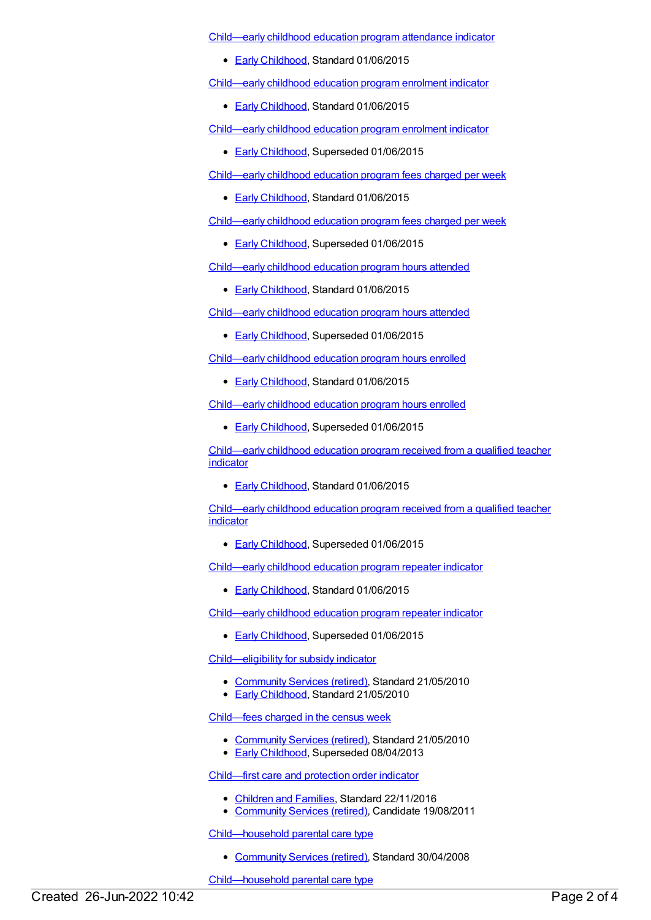[Child—early childhood education program attendance indicator](#)

- [Early Childhood](#), Standard 01/06/2015

[Child—early childhood education program enrolment indicator](#)

- [Early Childhood](#), Standard 01/06/2015

[Child—early childhood education program enrolment indicator](#)

- [Early Childhood](#), Superseded 01/06/2015

[Child—early childhood education program fees charged per week](#)

- [Early Childhood](#), Standard 01/06/2015

[Child—early childhood education program fees charged per week](#)

- [Early Childhood](#), Superseded 01/06/2015

[Child—early childhood education program hours attended](#)

- [Early Childhood](#), Standard 01/06/2015

[Child—early childhood education program hours attended](#)

- [Early Childhood](#), Superseded 01/06/2015

[Child—early childhood education program hours enrolled](#)

- [Early Childhood](#), Standard 01/06/2015

[Child—early childhood education program hours enrolled](#)

- [Early Childhood](#), Superseded 01/06/2015

[Child—early childhood education program received from a qualified teacher indicator](#)

- [Early Childhood](#), Standard 01/06/2015

[Child—early childhood education program received from a qualified teacher indicator](#)

- [Early Childhood](#), Superseded 01/06/2015

[Child—early childhood education program repeater indicator](#)

- [Early Childhood](#), Standard 01/06/2015

[Child—early childhood education program repeater indicator](#)

- [Early Childhood](#), Superseded 01/06/2015

[Child—eligibility for subsidy indicator](#)

- [Community Services (retired)](#), Standard 21/05/2010
- [Early Childhood](#), Standard 21/05/2010

[Child—fees charged in the census week](#)

- [Community Services (retired)](#), Standard 21/05/2010
- [Early Childhood](#), Superseded 08/04/2013

[Child—first care and protection order indicator](#)

- [Children and Families](#), Standard 22/11/2016
- [Community Services (retired)](#), Candidate 19/08/2011

[Child—household parental care type](#)

- [Community Services (retired)](#), Standard 30/04/2008

[Child—household parental care type](#)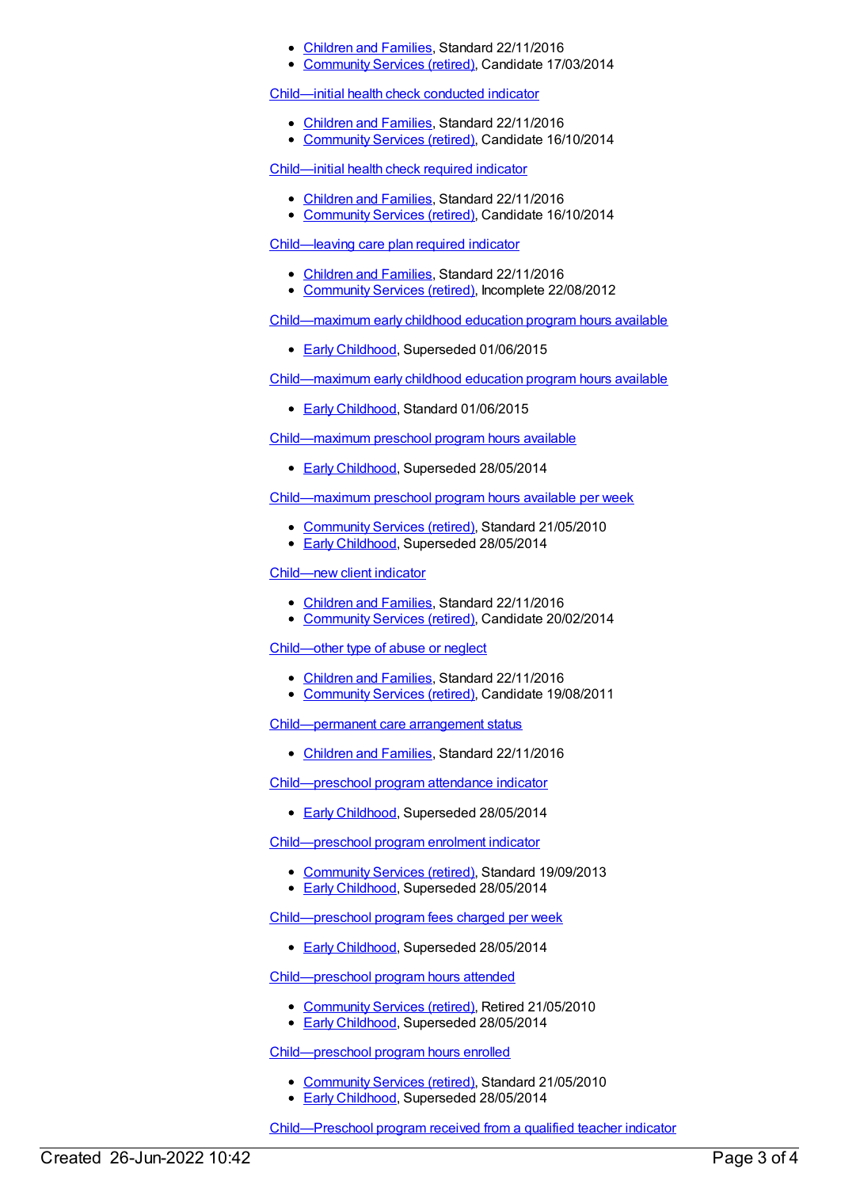- Children and Families, Standard 22/11/2016
- Community Services (retired), Candidate 17/03/2014

Child—initial health check conducted indicator

- Children and Families, Standard 22/11/2016
- Community Services (retired), Candidate 16/10/2014

Child—initial health check required indicator

- Children and Families, Standard 22/11/2016
- Community Services (retired), Candidate 16/10/2014

Child—leaving care plan required indicator

- Children and Families, Standard 22/11/2016
- Community Services (retired), Incomplete 22/08/2012

Child—maximum early childhood education program hours available

- Early Childhood, Superseded 01/06/2015

Child—maximum early childhood education program hours available

- Early Childhood, Standard 01/06/2015

Child—maximum preschool program hours available

- Early Childhood, Superseded 28/05/2014

Child—maximum preschool program hours available per week

- Community Services (retired), Standard 21/05/2010
- Early Childhood, Superseded 28/05/2014

Child—new client indicator

- Children and Families, Standard 22/11/2016
- Community Services (retired), Candidate 20/02/2014

Child—other type of abuse or neglect

- Children and Families, Standard 22/11/2016
- Community Services (retired), Candidate 19/08/2011

Child—permanent care arrangement status

- Children and Families, Standard 22/11/2016

Child—preschool program attendance indicator

- Early Childhood, Superseded 28/05/2014

Child—preschool program enrolment indicator

- Community Services (retired), Standard 19/09/2013
- Early Childhood, Superseded 28/05/2014

Child—preschool program fees charged per week

- Early Childhood, Superseded 28/05/2014

Child—preschool program hours attended

- Community Services (retired), Retired 21/05/2010
- Early Childhood, Superseded 28/05/2014

Child—preschool program hours enrolled

- Community Services (retired), Standard 21/05/2010
- Early Childhood, Superseded 28/05/2014

Child—Preschool program received from a qualified teacher indicator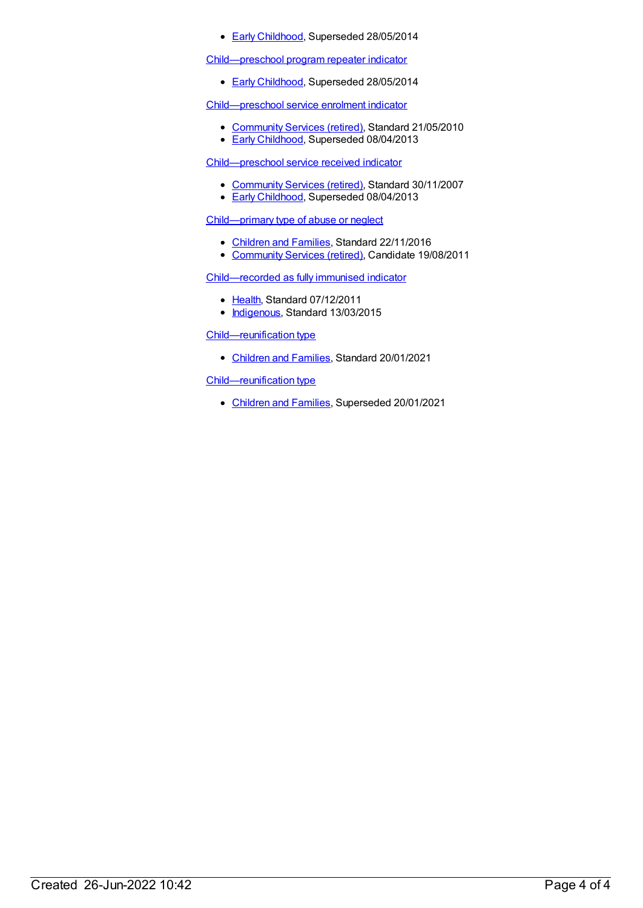- Early Childhood, Superseded 28/05/2014

Child—preschool program repeater indicator

- Early Childhood, Superseded 28/05/2014

Child—preschool service enrolment indicator

- Community Services (retired), Standard 21/05/2010
- Early Childhood, Superseded 08/04/2013

Child—preschool service received indicator

- Community Services (retired), Standard 30/11/2007
- Early Childhood, Superseded 08/04/2013

Child—primary type of abuse or neglect

- Children and Families, Standard 22/11/2016
- Community Services (retired), Candidate 19/08/2011

Child—recorded as fully immunised indicator

- Health, Standard 07/12/2011
- Indigenous, Standard 13/03/2015

Child—reunification type

- Children and Families, Standard 20/01/2021

Child—reunification type

- Children and Families, Superseded 20/01/2021